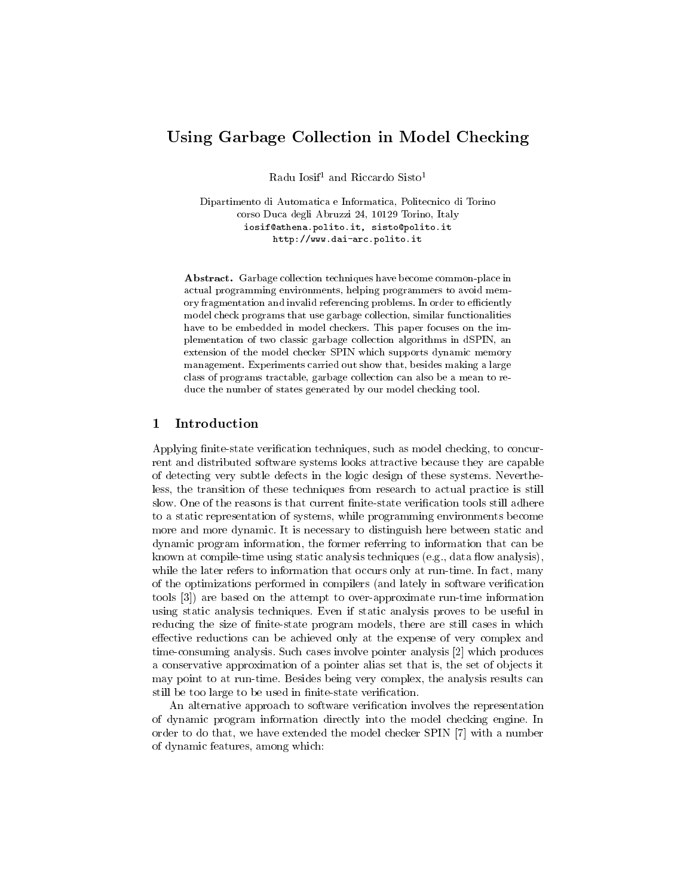# Using Garbage Collection in Model Checking

Radu Iosif[1] and Riccardo Sisto[1]

Dipartimento di Automatica e Informatica, Politecnico di Torino
corso Duca degli Abruzzi 24, 10129 Torino, Italy
iosif@athena.polito.it, sisto@polito.it
http://www.dai-arc.polito.it

**Abstract.** Garbage collection techniques have become common-place in actual programming environments, helping programmers to avoid memory fragmentation and invalid referencing problems. In order to efficiently model check programs that use garbage collection, similar functionalities have to be embedded in model checkers. This paper focuses on the implementation of two classic garbage collection algorithms in dSPIN, an extension of the model checker SPIN which supports dynamic memory management. Experiments carried out show that, besides making a large class of programs tractable, garbage collection can also be a mean to reduce the number of states generated by our model checking tool.

## 1 Introduction

Applying finite-state verification techniques, such as model checking, to concurrent and distributed software systems looks attractive because they are capable of detecting very subtle defects in the logic design of these systems. Nevertheless, the transition of these techniques from research to actual practice is still slow. One of the reasons is that current finite-state verification tools still adhere to a static representation of systems, while programming environments become more and more dynamic. It is necessary to distinguish here between static and dynamic program information, the former referring to information that can be known at compile-time using static analysis techniques (e.g., data flow analysis), while the later refers to information that occurs only at run-time. In fact, many of the optimizations performed in compilers (and lately in software verification tools [3]) are based on the attempt to over-approximate run-time information using static analysis techniques. Even if static analysis proves to be useful in reducing the size of finite-state program models, there are still cases in which effective reductions can be achieved only at the expense of very complex and time-consuming analysis. Such cases involve pointer analysis [2] which produces a conservative approximation of a pointer alias set that is, the set of objects it may point to at run-time. Besides being very complex, the analysis results can still be too large to be used in finite-state verification.

An alternative approach to software verification involves the representation of dynamic program information directly into the model checking engine. In order to do that, we have extended the model checker SPIN [7] with a number of dynamic features, among which: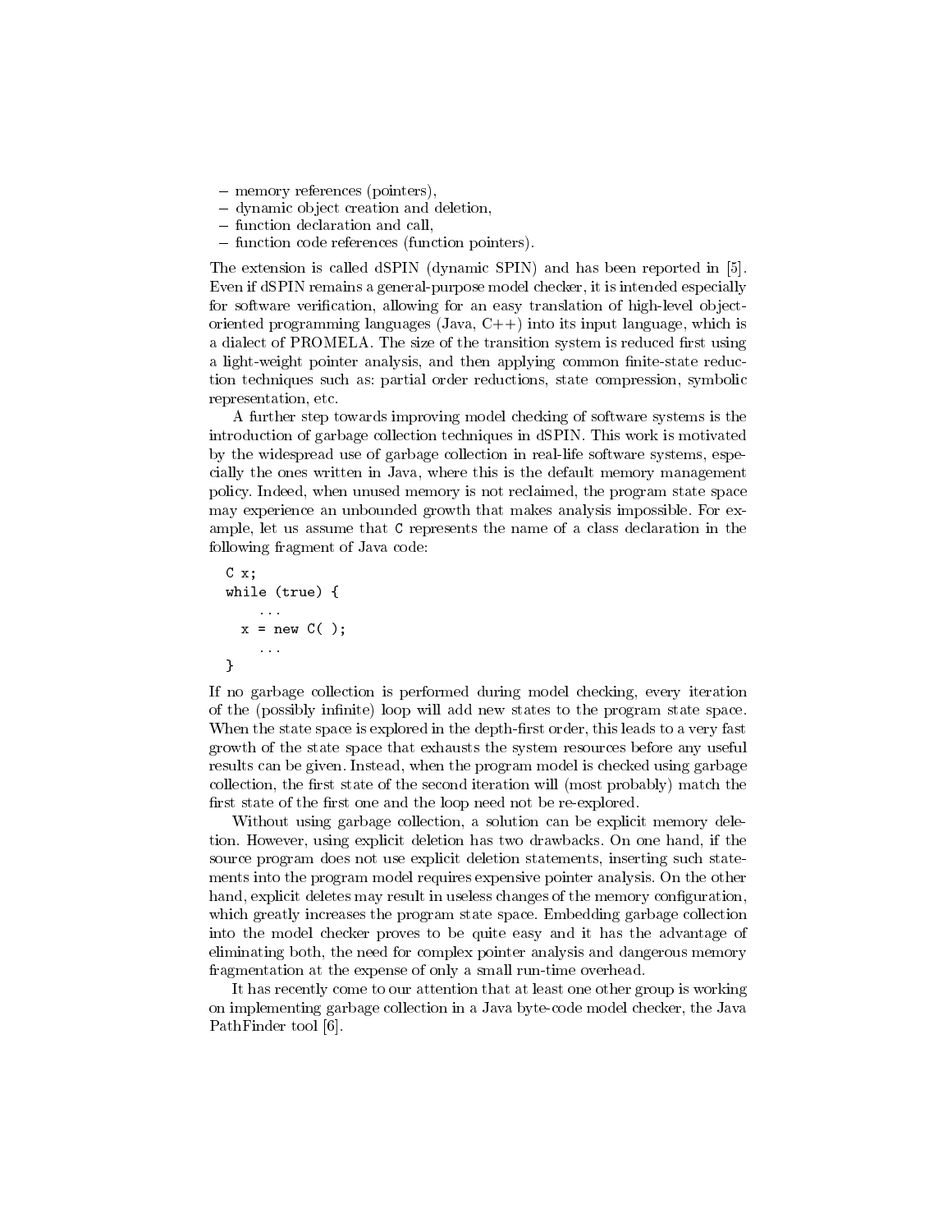- memory references (pointers),
- dynamic object creation and deletion,
- function declaration and call,
- function code references (function pointers).

The extension is called dSPIN (dynamic SPIN) and has been reported in [5]. Even if dSPIN remains a general-purpose model checker, it is intended especially for software verification, allowing for an easy translation of high-level object-oriented programming languages (Java, C++) into its input language, which is a dialect of PROMELA. The size of the transition system is reduced first using a light-weight pointer analysis, and then applying common finite-state reduction techniques such as: partial order reductions, state compression, symbolic representation, etc.

A further step towards improving model checking of software systems is the introduction of garbage collection techniques in dSPIN. This work is motivated by the widespread use of garbage collection in real-life software systems, especially the ones written in Java, where this is the default memory management policy. Indeed, when unused memory is not reclaimed, the program state space may experience an unbounded growth that makes analysis impossible. For example, let us assume that `C` represents the name of a class declaration in the following fragment of Java code:

```
C x;
while (true) {
    ...
  x = new C( );
    ...
}
```

If no garbage collection is performed during model checking, every iteration of the (possibly infinite) loop will add new states to the program state space. When the state space is explored in the depth-first order, this leads to a very fast growth of the state space that exhausts the system resources before any useful results can be given. Instead, when the program model is checked using garbage collection, the first state of the second iteration will (most probably) match the first state of the first one and the loop need not be re-explored.

Without using garbage collection, a solution can be explicit memory deletion. However, using explicit deletion has two drawbacks. On one hand, if the source program does not use explicit deletion statements, inserting such statements into the program model requires expensive pointer analysis. On the other hand, explicit deletes may result in useless changes of the memory configuration, which greatly increases the program state space. Embedding garbage collection into the model checker proves to be quite easy and it has the advantage of eliminating both, the need for complex pointer analysis and dangerous memory fragmentation at the expense of only a small run-time overhead.

It has recently come to our attention that at least one other group is working on implementing garbage collection in a Java byte-code model checker, the Java PathFinder tool [6].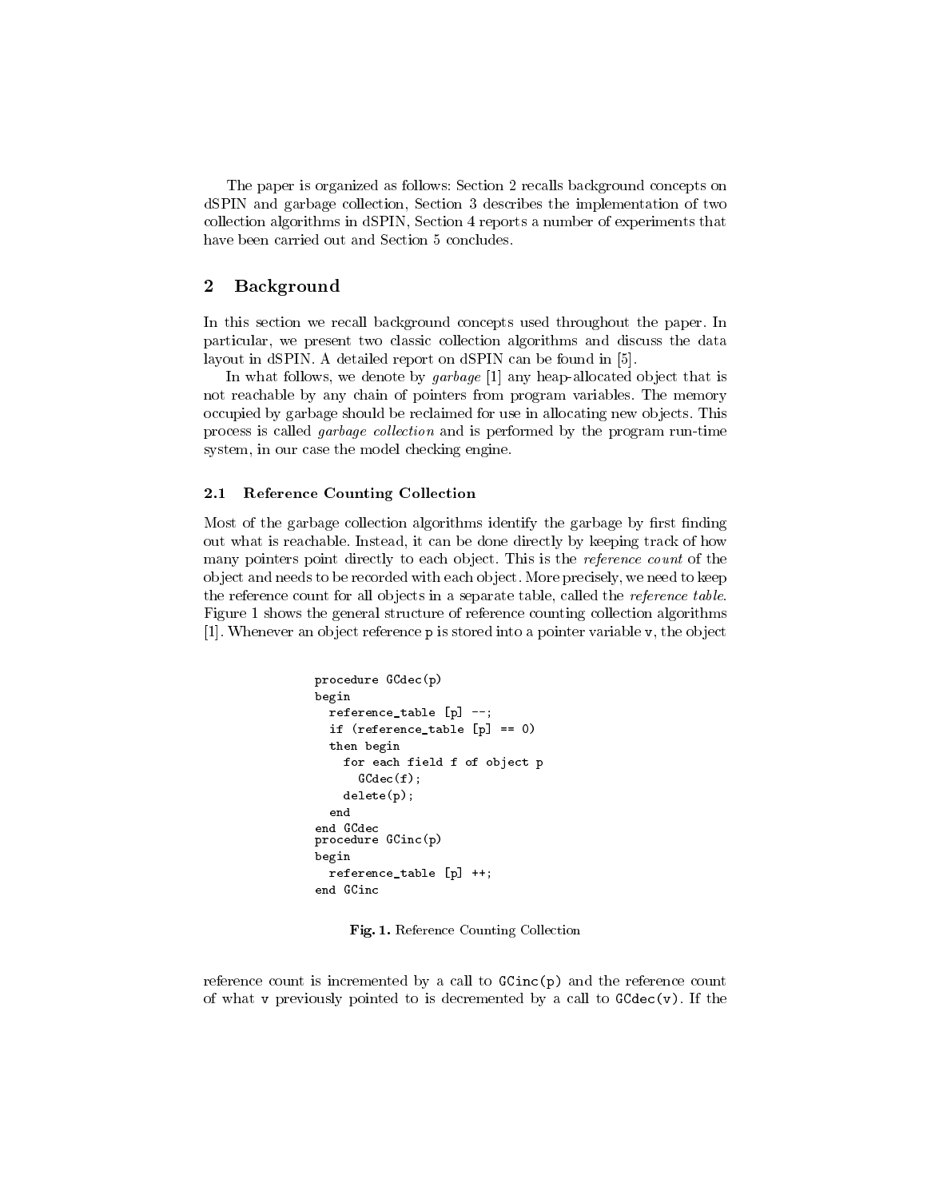The paper is organized as follows: Section 2 recalls background concepts on dSPIN and garbage collection, Section 3 describes the implementation of two collection algorithms in dSPIN, Section 4 reports a number of experiments that have been carried out and Section 5 concludes.

## 2 Background

In this section we recall background concepts used throughout the paper. In particular, we present two classic collection algorithms and discuss the data layout in dSPIN. A detailed report on dSPIN can be found in [5].

In what follows, we denote by *garbage* [1] any heap-allocated object that is not reachable by any chain of pointers from program variables. The memory occupied by garbage should be reclaimed for use in allocating new objects. This process is called *garbage collection* and is performed by the program run-time system, in our case the model checking engine.

### 2.1 Reference Counting Collection

Most of the garbage collection algorithms identify the garbage by first finding out what is reachable. Instead, it can be done directly by keeping track of how many pointers point directly to each object. This is the *reference count* of the object and needs to be recorded with each object. More precisely, we need to keep the reference count for all objects in a separate table, called the *reference table*. Figure 1 shows the general structure of reference counting collection algorithms [1]. Whenever an object reference `p` is stored into a pointer variable `v`, the object

```
procedure GCdec(p)
begin
  reference_table [p] --;
  if (reference_table [p] == 0)
  then begin
    for each field f of object p
      GCdec(f);
    delete(p);
  end
end GCdec
procedure GCinc(p)
begin
  reference_table [p] ++;
end GCinc
```

**Fig. 1.** Reference Counting Collection

reference count is incremented by a call to `GCinc(p)` and the reference count of what `v` previously pointed to is decremented by a call to `GCdec(v)`. If the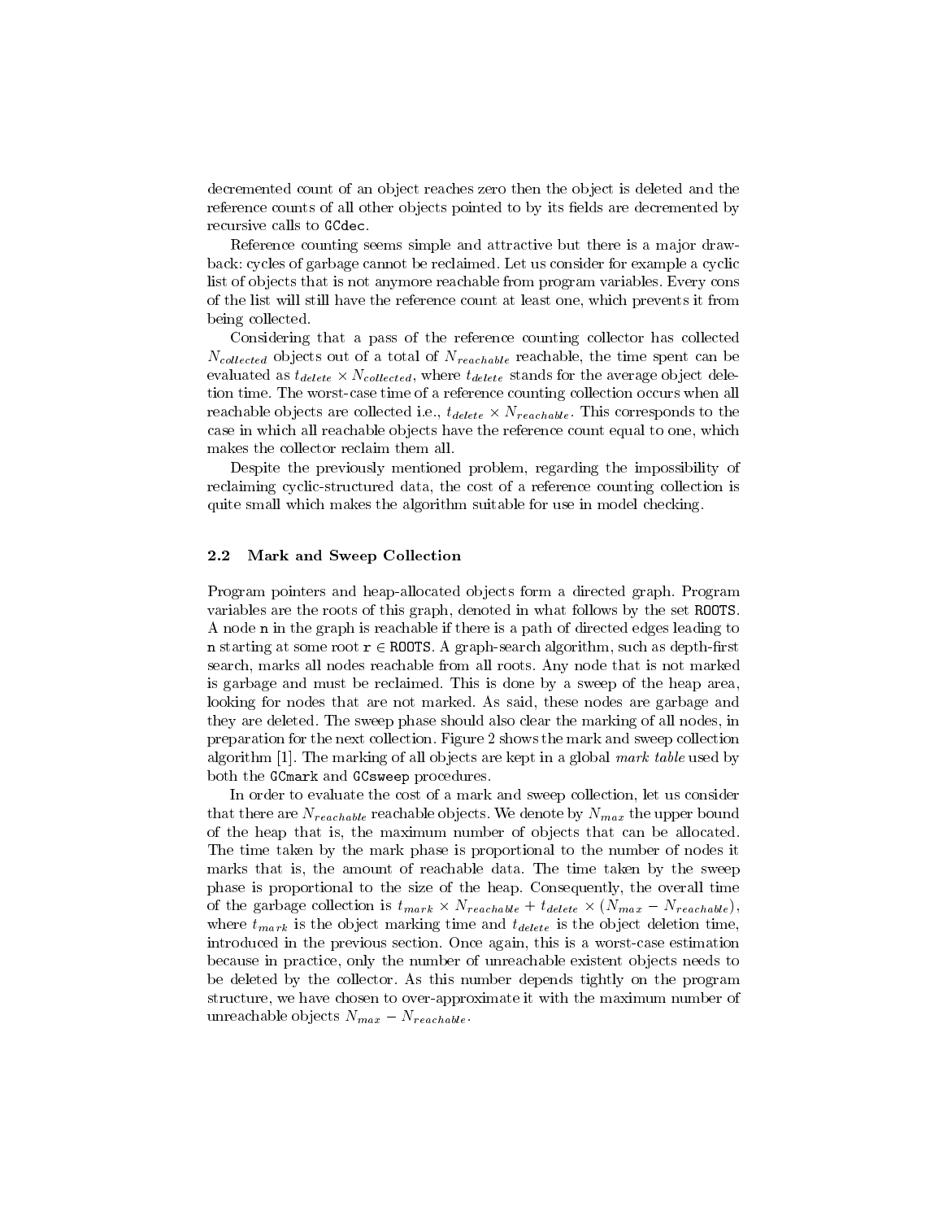decremented count of an object reaches zero then the object is deleted and the reference counts of all other objects pointed to by its fields are decremented by recursive calls to `GCdec`.

Reference counting seems simple and attractive but there is a major drawback: cycles of garbage cannot be reclaimed. Let us consider for example a cyclic list of objects that is not anymore reachable from program variables. Every cons of the list will still have the reference count at least one, which prevents it from being collected.

Considering that a pass of the reference counting collector has collected $N_{collected}$ objects out of a total of $N_{reachable}$ reachable, the time spent can be evaluated as $t_{delete} \times N_{collected}$, where $t_{delete}$ stands for the average object deletion time. The worst-case time of a reference counting collection occurs when all reachable objects are collected i.e., $t_{delete} \times N_{reachable}$. This corresponds to the case in which all reachable objects have the reference count equal to one, which makes the collector reclaim them all.

Despite the previously mentioned problem, regarding the impossibility of reclaiming cyclic-structured data, the cost of a reference counting collection is quite small which makes the algorithm suitable for use in model checking.

### 2.2 Mark and Sweep Collection

Program pointers and heap-allocated objects form a directed graph. Program variables are the roots of this graph, denoted in what follows by the set `ROOTS`. A node `n` in the graph is reachable if there is a path of directed edges leading to `n` starting at some root `r` $\in$ `ROOTS`. A graph-search algorithm, such as depth-first search, marks all nodes reachable from all roots. Any node that is not marked is garbage and must be reclaimed. This is done by a sweep of the heap area, looking for nodes that are not marked. As said, these nodes are garbage and they are deleted. The sweep phase should also clear the marking of all nodes, in preparation for the next collection. Figure 2 shows the mark and sweep collection algorithm [1]. The marking of all objects are kept in a global *mark table* used by both the `GCmark` and `GCsweep` procedures.

In order to evaluate the cost of a mark and sweep collection, let us consider that there are $N_{reachable}$ reachable objects. We denote by $N_{max}$ the upper bound of the heap that is, the maximum number of objects that can be allocated. The time taken by the mark phase is proportional to the number of nodes it marks that is, the amount of reachable data. The time taken by the sweep phase is proportional to the size of the heap. Consequently, the overall time of the garbage collection is $t_{mark} \times N_{reachable} + t_{delete} \times (N_{max} - N_{reachable})$, where $t_{mark}$ is the object marking time and $t_{delete}$ is the object deletion time, introduced in the previous section. Once again, this is a worst-case estimation because in practice, only the number of unreachable existent objects needs to be deleted by the collector. As this number depends tightly on the program structure, we have chosen to over-approximate it with the maximum number of unreachable objects $N_{max} - N_{reachable}$.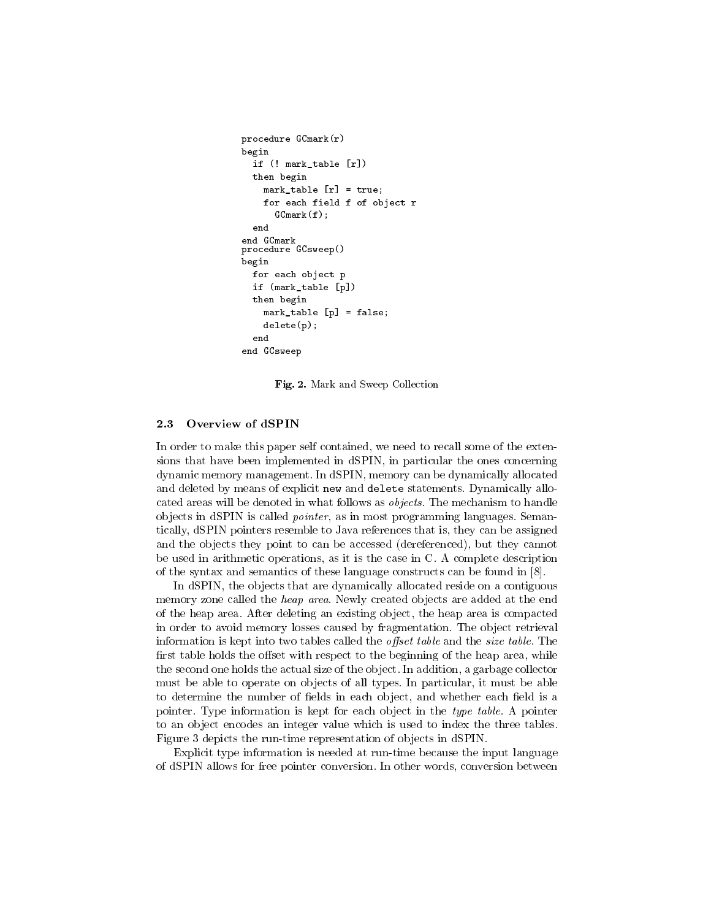```
procedure GCmark(r)
begin
  if (! mark_table [r])
  then begin
    mark_table [r] = true;
    for each field f of object r
      GCmark(f);
  end
end GCmark
procedure GCsweep()
begin
  for each object p
  if (mark_table [p])
  then begin
    mark_table [p] = false;
    delete(p);
  end
end GCsweep
```

**Fig. 2.** Mark and Sweep Collection

### 2.3 Overview of dSPIN

In order to make this paper self contained, we need to recall some of the extensions that have been implemented in dSPIN, in particular the ones concerning dynamic memory management. In dSPIN, memory can be dynamically allocated and deleted by means of explicit `new` and `delete` statements. Dynamically allocated areas will be denoted in what follows as *objects*. The mechanism to handle objects in dSPIN is called *pointer*, as in most programming languages. Semantically, dSPIN pointers resemble to Java references that is, they can be assigned and the objects they point to can be accessed (dereferenced), but they cannot be used in arithmetic operations, as it is the case in C. A complete description of the syntax and semantics of these language constructs can be found in [8].

In dSPIN, the objects that are dynamically allocated reside on a contiguous memory zone called the *heap area*. Newly created objects are added at the end of the heap area. After deleting an existing object, the heap area is compacted in order to avoid memory losses caused by fragmentation. The object retrieval information is kept into two tables called the *offset table* and the *size table*. The first table holds the offset with respect to the beginning of the heap area, while the second one holds the actual size of the object. In addition, a garbage collector must be able to operate on objects of all types. In particular, it must be able to determine the number of fields in each object, and whether each field is a pointer. Type information is kept for each object in the *type table*. A pointer to an object encodes an integer value which is used to index the three tables. Figure 3 depicts the run-time representation of objects in dSPIN.

Explicit type information is needed at run-time because the input language of dSPIN allows for free pointer conversion. In other words, conversion between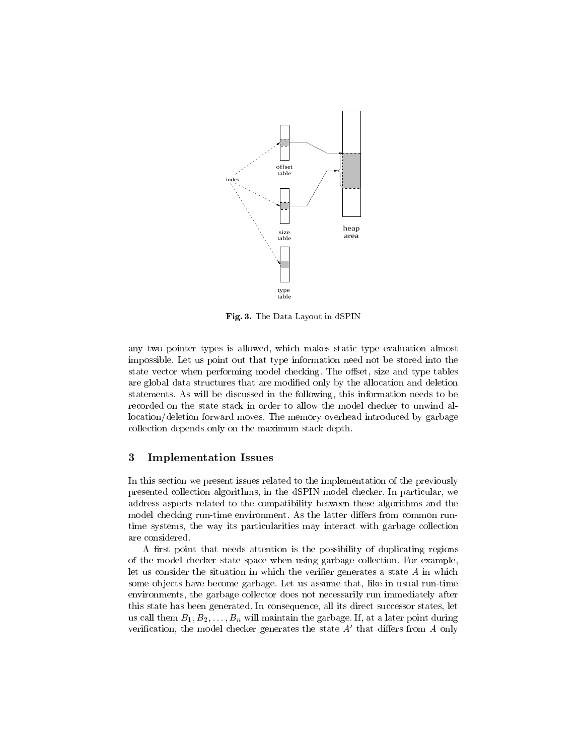Fig. 3. The Data Layout in dSPIN

any two pointer types is allowed, which makes static type evaluation almost impossible. Let us point out that type information need not be stored into the state vector when performing model checking. The offset, size and type tables are global data structures that are modified only by the allocation and deletion statements. As will be discussed in the following, this information needs to be recorded on the state stack in order to allow the model checker to unwind allocation/deletion forward moves. The memory overhead introduced by garbage collection depends only on the maximum stack depth.

## 3 Implementation Issues

In this section we present issues related to the implementation of the previously presented collection algorithms, in the dSPIN model checker. In particular, we address aspects related to the compatibility between these algorithms and the model checking run-time environment. As the latter differs from common run-time systems, the way its particularities may interact with garbage collection are considered.

A first point that needs attention is the possibility of duplicating regions of the model checker state space when using garbage collection. For example, let us consider the situation in which the verifier generates a state $A$ in which some objects have become garbage. Let us assume that, like in usual run-time environments, the garbage collector does not necessarily run immediately after this state has been generated. In consequence, all its direct successor states, let us call them $B_1, B_2, \ldots, B_n$ will maintain the garbage. If, at a later point during verification, the model checker generates the state $A'$ that differs from $A$ only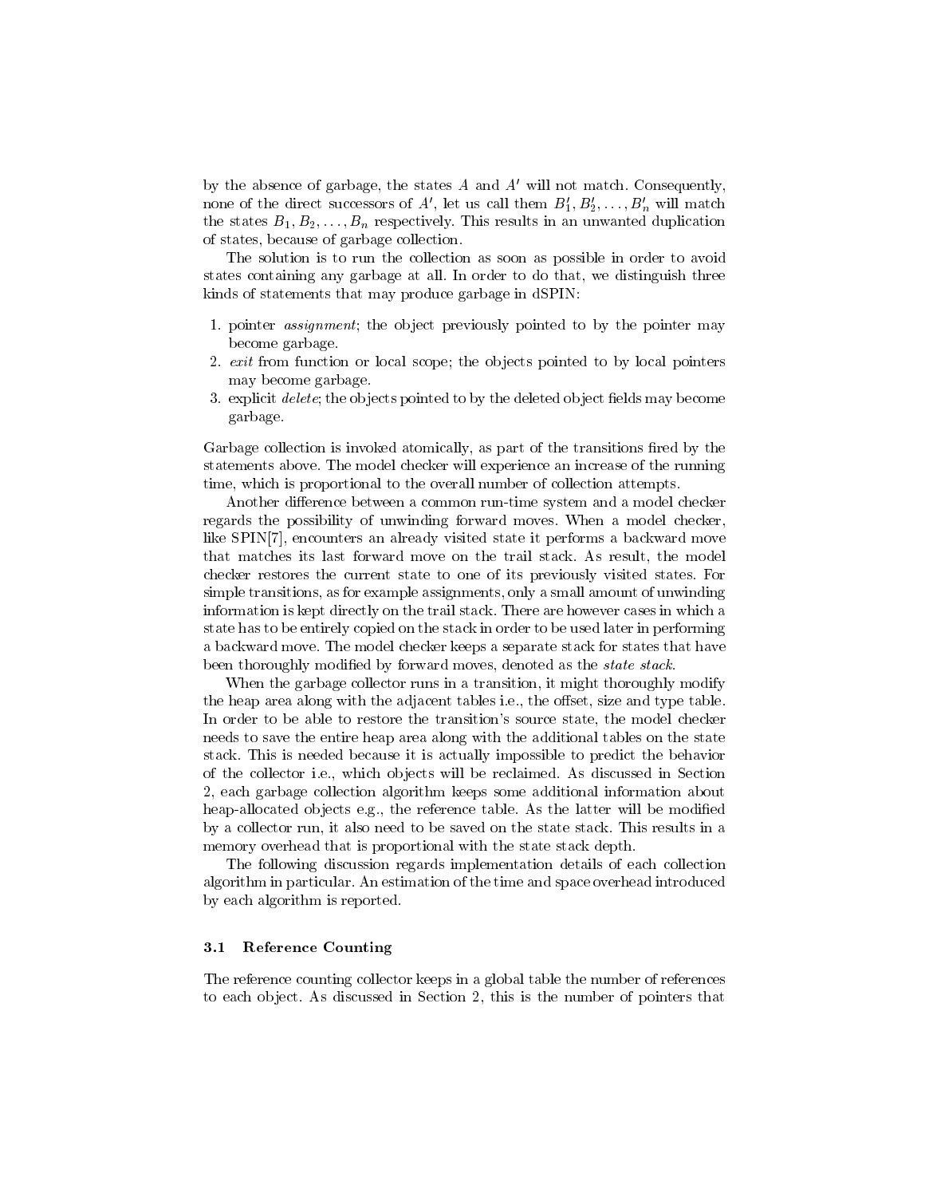by the absence of garbage, the states $A$ and $A'$ will not match. Consequently, none of the direct successors of $A'$, let us call them $B'_1, B'_2, \ldots, B'_n$ will match the states $B_1, B_2, \ldots, B_n$ respectively. This results in an unwanted duplication of states, because of garbage collection.

The solution is to run the collection as soon as possible in order to avoid states containing any garbage at all. In order to do that, we distinguish three kinds of statements that may produce garbage in dSPIN:

1. pointer *assignment*; the object previously pointed to by the pointer may become garbage.
2. *exit* from function or local scope; the objects pointed to by local pointers may become garbage.
3. explicit *delete*; the objects pointed to by the deleted object fields may become garbage.

Garbage collection is invoked atomically, as part of the transitions fired by the statements above. The model checker will experience an increase of the running time, which is proportional to the overall number of collection attempts.

Another difference between a common run-time system and a model checker regards the possibility of unwinding forward moves. When a model checker, like SPIN[7], encounters an already visited state it performs a backward move that matches its last forward move on the trail stack. As result, the model checker restores the current state to one of its previously visited states. For simple transitions, as for example assignments, only a small amount of unwinding information is kept directly on the trail stack. There are however cases in which a state has to be entirely copied on the stack in order to be used later in performing a backward move. The model checker keeps a separate stack for states that have been thoroughly modified by forward moves, denoted as the *state stack*.

When the garbage collector runs in a transition, it might thoroughly modify the heap area along with the adjacent tables i.e., the offset, size and type table. In order to be able to restore the transition's source state, the model checker needs to save the entire heap area along with the additional tables on the state stack. This is needed because it is actually impossible to predict the behavior of the collector i.e., which objects will be reclaimed. As discussed in Section 2, each garbage collection algorithm keeps some additional information about heap-allocated objects e.g., the reference table. As the latter will be modified by a collector run, it also need to be saved on the state stack. This results in a memory overhead that is proportional with the state stack depth.

The following discussion regards implementation details of each collection algorithm in particular. An estimation of the time and space overhead introduced by each algorithm is reported.

### 3.1 Reference Counting

The reference counting collector keeps in a global table the number of references to each object. As discussed in Section 2, this is the number of pointers that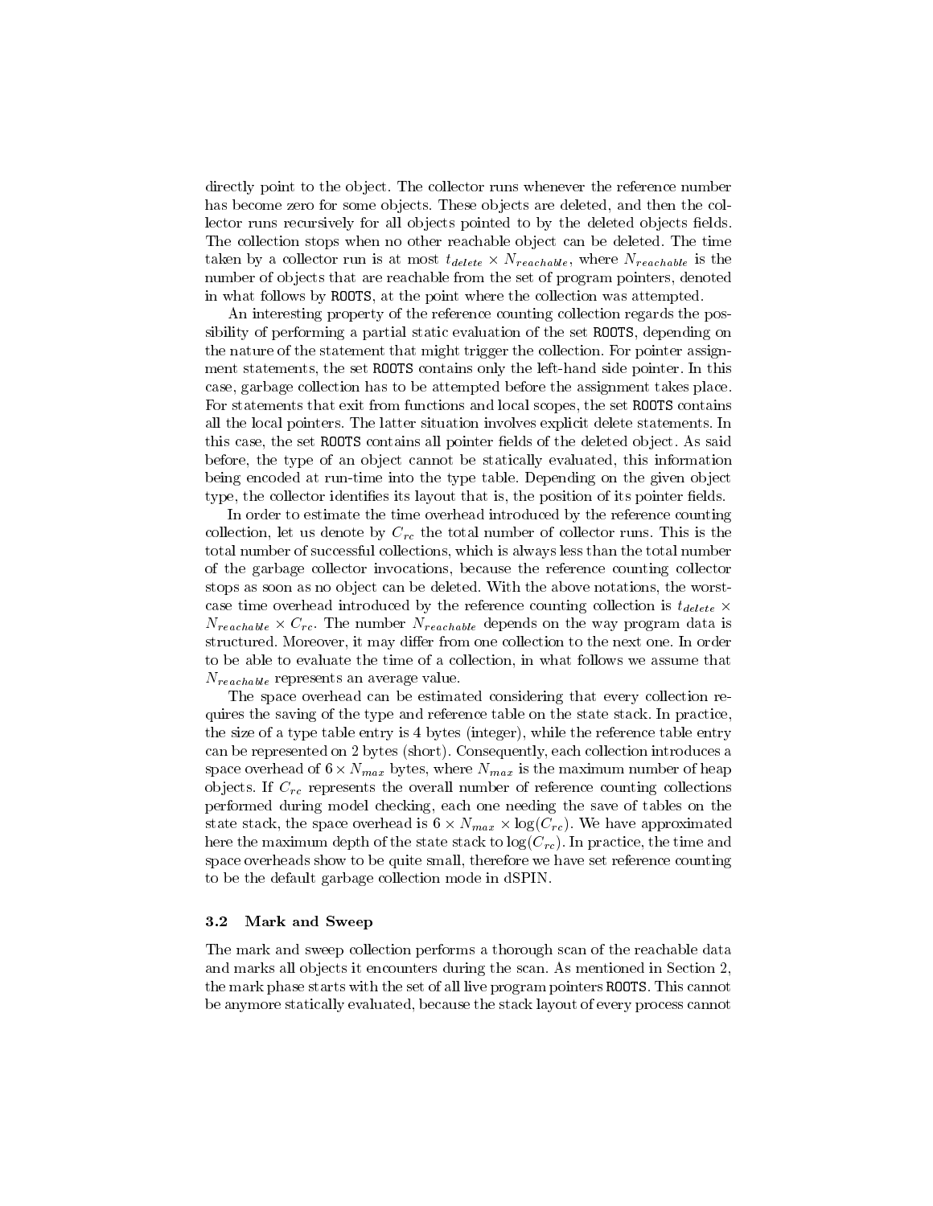directly point to the object. The collector runs whenever the reference number has become zero for some objects. These objects are deleted, and then the collector runs recursively for all objects pointed to by the deleted objects fields. The collection stops when no other reachable object can be deleted. The time taken by a collector run is at most $t_{delete} \times N_{reachable}$, where $N_{reachable}$ is the number of objects that are reachable from the set of program pointers, denoted in what follows by `ROOTS`, at the point where the collection was attempted.

An interesting property of the reference counting collection regards the possibility of performing a partial static evaluation of the set `ROOTS`, depending on the nature of the statement that might trigger the collection. For pointer assignment statements, the set `ROOTS` contains only the left-hand side pointer. In this case, garbage collection has to be attempted before the assignment takes place. For statements that exit from functions and local scopes, the set `ROOTS` contains all the local pointers. The latter situation involves explicit delete statements. In this case, the set `ROOTS` contains all pointer fields of the deleted object. As said before, the type of an object cannot be statically evaluated, this information being encoded at run-time into the type table. Depending on the given object type, the collector identifies its layout that is, the position of its pointer fields.

In order to estimate the time overhead introduced by the reference counting collection, let us denote by $C_{rc}$ the total number of collector runs. This is the total number of successful collections, which is always less than the total number of the garbage collector invocations, because the reference counting collector stops as soon as no object can be deleted. With the above notations, the worst-case time overhead introduced by the reference counting collection is $t_{delete} \times N_{reachable} \times C_{rc}$. The number $N_{reachable}$ depends on the way program data is structured. Moreover, it may differ from one collection to the next one. In order to be able to evaluate the time of a collection, in what follows we assume that $N_{reachable}$ represents an average value.

The space overhead can be estimated considering that every collection requires the saving of the type and reference table on the state stack. In practice, the size of a type table entry is 4 bytes (integer), while the reference table entry can be represented on 2 bytes (short). Consequently, each collection introduces a space overhead of $6 \times N_{max}$ bytes, where $N_{max}$ is the maximum number of heap objects. If $C_{rc}$ represents the overall number of reference counting collections performed during model checking, each one needing the save of tables on the state stack, the space overhead is $6 \times N_{max} \times \log(C_{rc})$. We have approximated here the maximum depth of the state stack to $\log(C_{rc})$. In practice, the time and space overheads show to be quite small, therefore we have set reference counting to be the default garbage collection mode in dSPIN.

### 3.2 Mark and Sweep

The mark and sweep collection performs a thorough scan of the reachable data and marks all objects it encounters during the scan. As mentioned in Section 2, the mark phase starts with the set of all live program pointers `ROOTS`. This cannot be anymore statically evaluated, because the stack layout of every process cannot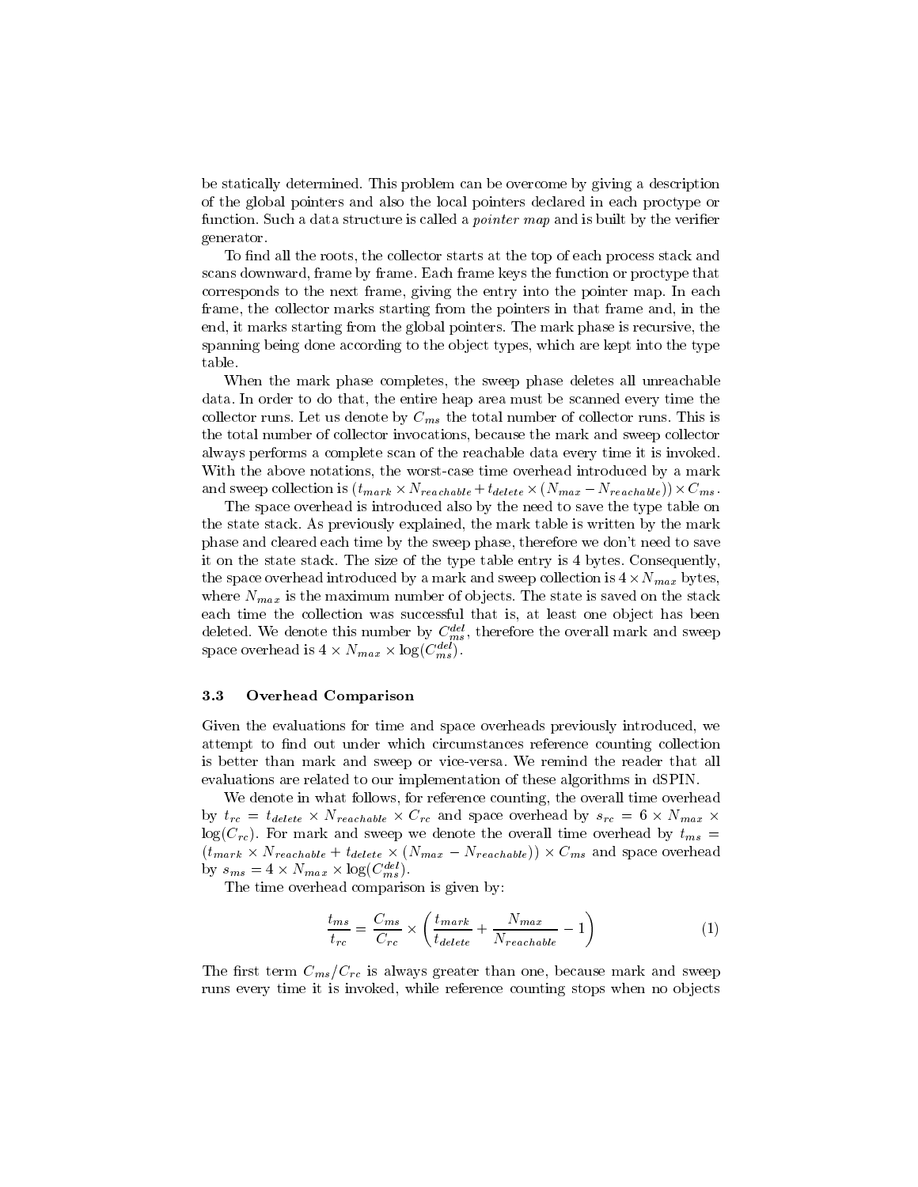be statically determined. This problem can be overcome by giving a description of the global pointers and also the local pointers declared in each proctype or function. Such a data structure is called a *pointer map* and is built by the verifier generator.

To find all the roots, the collector starts at the top of each process stack and scans downward, frame by frame. Each frame keys the function or proctype that corresponds to the next frame, giving the entry into the pointer map. In each frame, the collector marks starting from the pointers in that frame and, in the end, it marks starting from the global pointers. The mark phase is recursive, the spanning being done according to the object types, which are kept into the type table.

When the mark phase completes, the sweep phase deletes all unreachable data. In order to do that, the entire heap area must be scanned every time the collector runs. Let us denote by $C_{ms}$ the total number of collector runs. This is the total number of collector invocations, because the mark and sweep collector always performs a complete scan of the reachable data every time it is invoked. With the above notations, the worst-case time overhead introduced by a mark and sweep collection is $(t_{mark} \times N_{reachable} + t_{delete} \times (N_{max} - N_{reachable})) \times C_{ms}$.

The space overhead is introduced also by the need to save the type table on the state stack. As previously explained, the mark table is written by the mark phase and cleared each time by the sweep phase, therefore we don't need to save it on the state stack. The size of the type table entry is 4 bytes. Consequently, the space overhead introduced by a mark and sweep collection is $4 \times N_{max}$ bytes, where $N_{max}$ is the maximum number of objects. The state is saved on the stack each time the collection was successful that is, at least one object has been deleted. We denote this number by $C_{ms}^{del}$, therefore the overall mark and sweep space overhead is $4 \times N_{max} \times \log(C_{ms}^{del})$.

### 3.3 Overhead Comparison

Given the evaluations for time and space overheads previously introduced, we attempt to find out under which circumstances reference counting collection is better than mark and sweep or vice-versa. We remind the reader that all evaluations are related to our implementation of these algorithms in dSPIN.

We denote in what follows, for reference counting, the overall time overhead by $t_{rc} = t_{delete} \times N_{reachable} \times C_{rc}$ and space overhead by $s_{rc} = 6 \times N_{max} \times \log(C_{rc})$. For mark and sweep we denote the overall time overhead by $t_{ms} = (t_{mark} \times N_{reachable} + t_{delete} \times (N_{max} - N_{reachable})) \times C_{ms}$ and space overhead by $s_{ms} = 4 \times N_{max} \times \log(C_{ms}^{del})$.

The time overhead comparison is given by:

$$\frac{t_{ms}}{t_{rc}} = \frac{C_{ms}}{C_{rc}} \times \left( \frac{t_{mark}}{t_{delete}} + \frac{N_{max}}{N_{reachable}} - 1 \right) \tag{1}$$

The first term $C_{ms}/C_{rc}$ is always greater than one, because mark and sweep runs every time it is invoked, while reference counting stops when no objects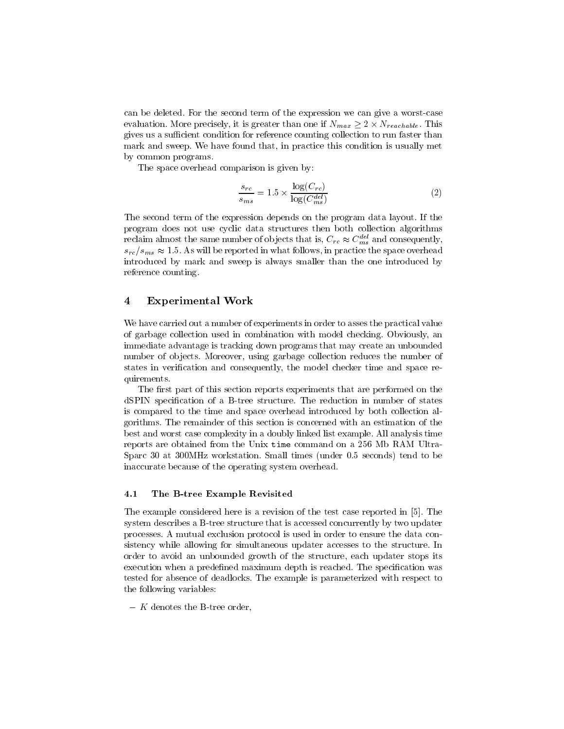can be deleted. For the second term of the expression we can give a worst-case evaluation. More precisely, it is greater than one if $N_{max} \geq 2 \times N_{reachable}$. This gives us a sufficient condition for reference counting collection to run faster than mark and sweep. We have found that, in practice this condition is usually met by common programs.

The space overhead comparison is given by:

$$\frac{s_{rc}}{s_{ms}} = 1.5 \times \frac{\log(C_{rc})}{\log(C_{ms}^{del})} \tag{2}$$

The second term of the expression depends on the program data layout. If the program does not use cyclic data structures then both collection algorithms reclaim almost the same number of objects that is, $C_{rc} \approx C_{ms}^{del}$ and consequently, $s_{rc}/s_{ms} \approx 1.5$. As will be reported in what follows, in practice the space overhead introduced by mark and sweep is always smaller than the one introduced by reference counting.

## 4 Experimental Work

We have carried out a number of experiments in order to asses the practical value of garbage collection used in combination with model checking. Obviously, an immediate advantage is tracking down programs that may create an unbounded number of objects. Moreover, using garbage collection reduces the number of states in verification and consequently, the model checker time and space requirements.

The first part of this section reports experiments that are performed on the dSPIN specification of a B-tree structure. The reduction in number of states is compared to the time and space overhead introduced by both collection algorithms. The remainder of this section is concerned with an estimation of the best and worst case complexity in a doubly linked list example. All analysis time reports are obtained from the Unix `time` command on a 256 Mb RAM Ultra-Sparc 30 at 300MHz workstation. Small times (under 0.5 seconds) tend to be inaccurate because of the operating system overhead.

### 4.1 The B-tree Example Revisited

The example considered here is a revision of the test case reported in [5]. The system describes a B-tree structure that is accessed concurrently by two updater processes. A mutual exclusion protocol is used in order to ensure the data consistency while allowing for simultaneous updater accesses to the structure. In order to avoid an unbounded growth of the structure, each updater stops its execution when a predefined maximum depth is reached. The specification was tested for absence of deadlocks. The example is parameterized with respect to the following variables:

– $K$ denotes the B-tree order,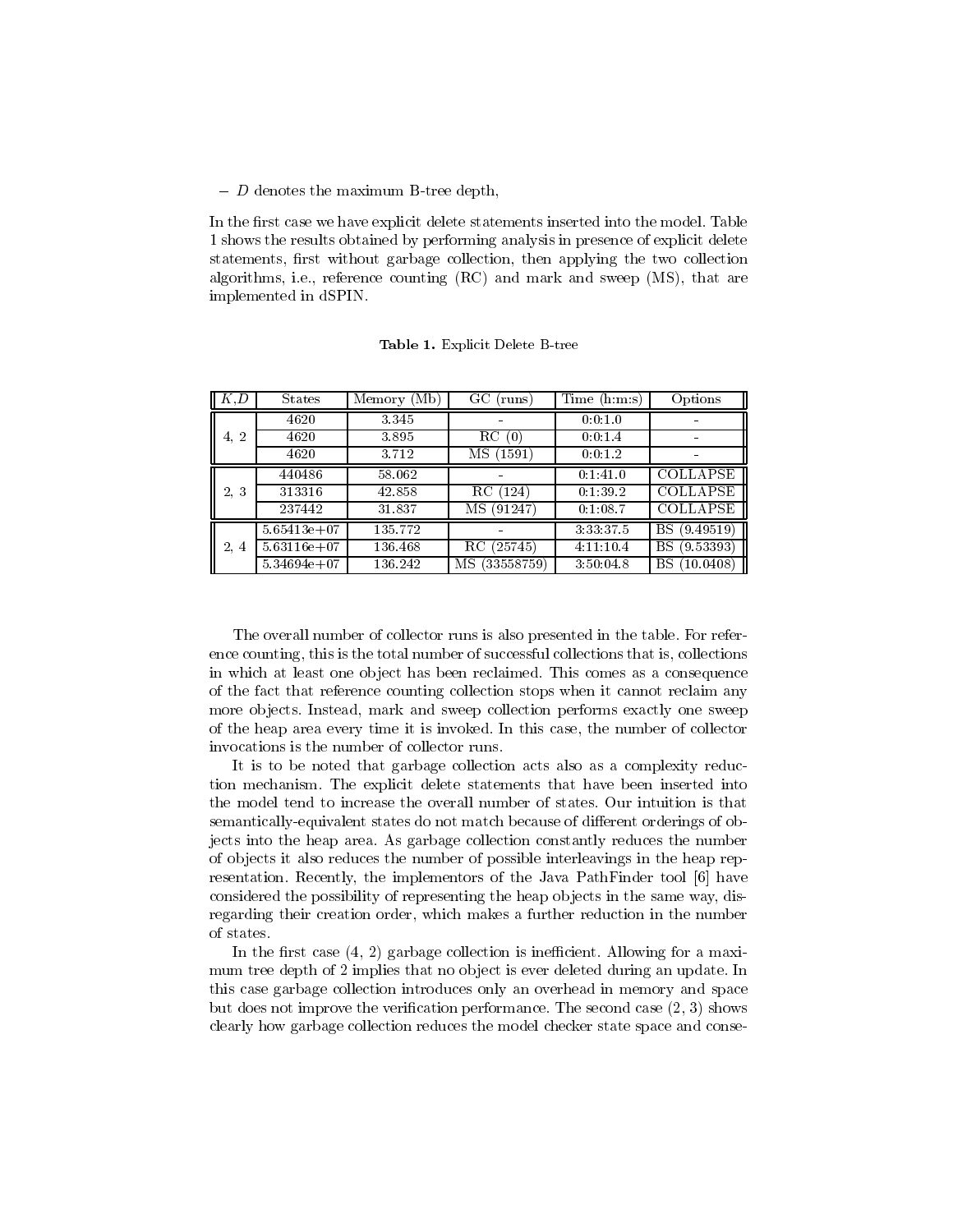– $D$ denotes the maximum B-tree depth,

In the first case we have explicit delete statements inserted into the model. Table 1 shows the results obtained by performing analysis in presence of explicit delete statements, first without garbage collection, then applying the two collection algorithms, i.e., reference counting (RC) and mark and sweep (MS), that are implemented in dSPIN.

**Table 1.** Explicit Delete B-tree

| $K$,$D$ | States | Memory (Mb) | GC (runs) | Time (h:m:s) | Options |
|---|---|---|---|---|---|
| 4, 2 | 4620 | 3.345 | - | 0:0:1.0 | - |
| | 4620 | 3.895 | RC (0) | 0:0:1.4 | - |
| | 4620 | 3.712 | MS (1591) | 0:0:1.2 | - |
| 2, 3 | 440486 | 58.062 | - | 0:1:41.0 | COLLAPSE |
| | 313316 | 42.858 | RC (124) | 0:1:39.2 | COLLAPSE |
| | 237442 | 31.837 | MS (91247) | 0:1:08.7 | COLLAPSE |
| 2, 4 | 5.65413e+07 | 135.772 | - | 3:33:37.5 | BS (9.49519) |
| | 5.63116e+07 | 136.468 | RC (25745) | 4:11:10.4 | BS (9.53393) |
| | 5.34694e+07 | 136.242 | MS (33558759) | 3:50:04.8 | BS (10.0408) |

The overall number of collector runs is also presented in the table. For reference counting, this is the total number of successful collections that is, collections in which at least one object has been reclaimed. This comes as a consequence of the fact that reference counting collection stops when it cannot reclaim any more objects. Instead, mark and sweep collection performs exactly one sweep of the heap area every time it is invoked. In this case, the number of collector invocations is the number of collector runs.

It is to be noted that garbage collection acts also as a complexity reduction mechanism. The explicit delete statements that have been inserted into the model tend to increase the overall number of states. Our intuition is that semantically-equivalent states do not match because of different orderings of objects into the heap area. As garbage collection constantly reduces the number of objects it also reduces the number of possible interleavings in the heap representation. Recently, the implementors of the Java PathFinder tool [6] have considered the possibility of representing the heap objects in the same way, disregarding their creation order, which makes a further reduction in the number of states.

In the first case (4, 2) garbage collection is inefficient. Allowing for a maximum tree depth of 2 implies that no object is ever deleted during an update. In this case garbage collection introduces only an overhead in memory and space but does not improve the verification performance. The second case (2, 3) shows clearly how garbage collection reduces the model checker state space and conse-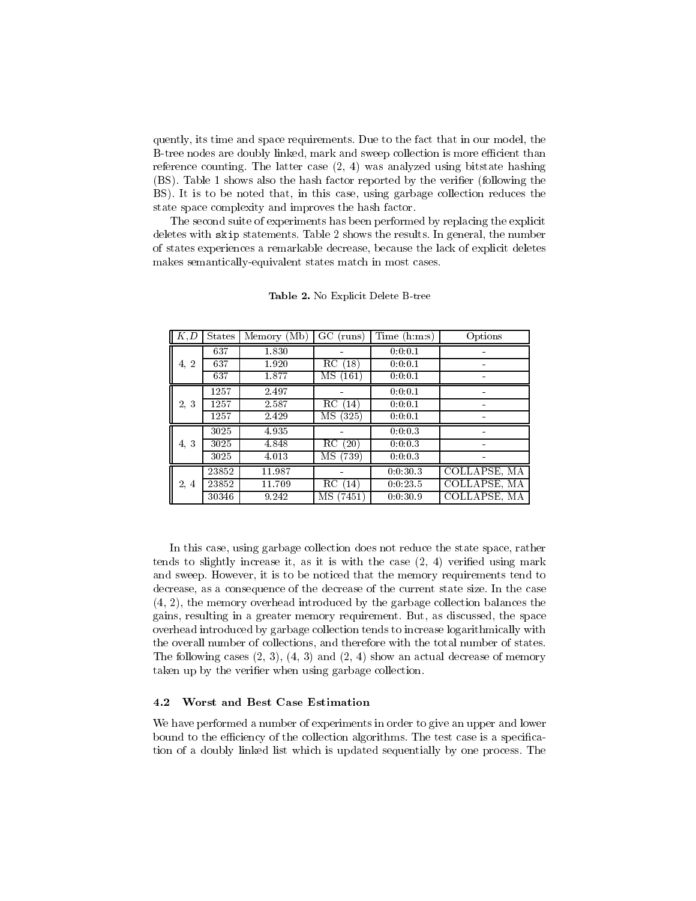quently, its time and space requirements. Due to the fact that in our model, the B-tree nodes are doubly linked, mark and sweep collection is more efficient than reference counting. The latter case (2, 4) was analyzed using bitstate hashing (BS). Table 1 shows also the hash factor reported by the verifier (following the BS). It is to be noted that, in this case, using garbage collection reduces the state space complexity and improves the hash factor.

The second suite of experiments has been performed by replacing the explicit deletes with `skip` statements. Table 2 shows the results. In general, the number of states experiences a remarkable decrease, because the lack of explicit deletes makes semantically-equivalent states match in most cases.

**Table 2.** No Explicit Delete B-tree

| $K, D$ | States | Memory (Mb) | GC (runs) | Time (h:m:s) | Options |
|---|---|---|---|---|---|
| 4, 2 | 637 | 1.830 | - | 0:0:0.1 | - |
| | 637 | 1.920 | RC (18) | 0:0:0.1 | - |
| | 637 | 1.877 | MS (161) | 0:0:0.1 | - |
| 2, 3 | 1257 | 2.497 | - | 0:0:0.1 | - |
| | 1257 | 2.587 | RC (14) | 0:0:0.1 | - |
| | 1257 | 2.429 | MS (325) | 0:0:0.1 | - |
| 4, 3 | 3025 | 4.935 | - | 0:0:0.3 | - |
| | 3025 | 4.848 | RC (20) | 0:0:0.3 | - |
| | 3025 | 4.013 | MS (739) | 0:0:0.3 | - |
| 2, 4 | 23852 | 11.987 | - | 0:0:30.3 | COLLAPSE, MA |
| | 23852 | 11.709 | RC (14) | 0:0:23.5 | COLLAPSE, MA |
| | 30346 | 9.242 | MS (7451) | 0:0:30.9 | COLLAPSE, MA |

In this case, using garbage collection does not reduce the state space, rather tends to slightly increase it, as it is with the case (2, 4) verified using mark and sweep. However, it is to be noticed that the memory requirements tend to decrease, as a consequence of the decrease of the current state size. In the case (4, 2), the memory overhead introduced by the garbage collection balances the gains, resulting in a greater memory requirement. But, as discussed, the space overhead introduced by garbage collection tends to increase logarithmically with the overall number of collections, and therefore with the total number of states. The following cases (2, 3), (4, 3) and (2, 4) show an actual decrease of memory taken up by the verifier when using garbage collection.

### 4.2 Worst and Best Case Estimation

We have performed a number of experiments in order to give an upper and lower bound to the efficiency of the collection algorithms. The test case is a specification of a doubly linked list which is updated sequentially by one process. The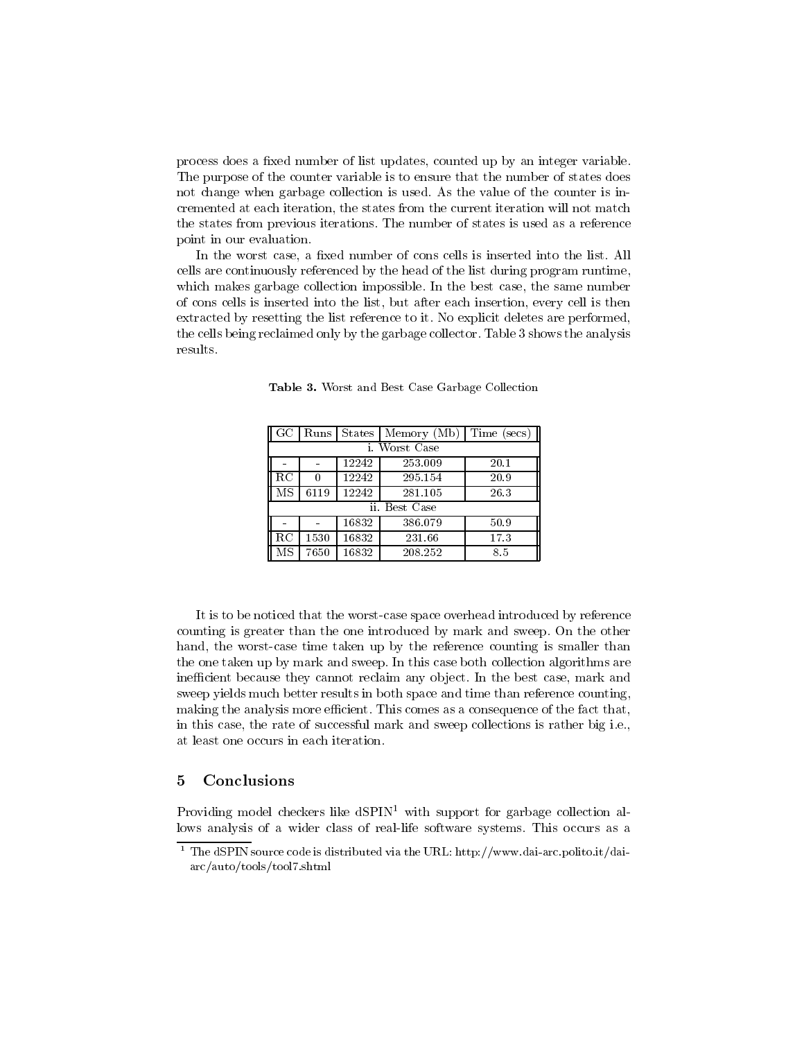process does a fixed number of list updates, counted up by an integer variable. The purpose of the counter variable is to ensure that the number of states does not change when garbage collection is used. As the value of the counter is incremented at each iteration, the states from the current iteration will not match the states from previous iterations. The number of states is used as a reference point in our evaluation.

In the worst case, a fixed number of cons cells is inserted into the list. All cells are continuously referenced by the head of the list during program runtime, which makes garbage collection impossible. In the best case, the same number of cons cells is inserted into the list, but after each insertion, every cell is then extracted by resetting the list reference to it. No explicit deletes are performed, the cells being reclaimed only by the garbage collector. Table 3 shows the analysis results.

**Table 3.** Worst and Best Case Garbage Collection

| GC | Runs | States | Memory (Mb) | Time (secs) |
|---|---|---|---|---|
| i. Worst Case | | | | |
| - | - | 12242 | 253.009 | 20.1 |
| RC | 0 | 12242 | 295.154 | 20.9 |
| MS | 6119 | 12242 | 281.105 | 26.3 |
| ii. Best Case | | | | |
| - | - | 16832 | 386.079 | 50.9 |
| RC | 1530 | 16832 | 231.66 | 17.3 |
| MS | 7650 | 16832 | 208.252 | 8.5 |

It is to be noticed that the worst-case space overhead introduced by reference counting is greater than the one introduced by mark and sweep. On the other hand, the worst-case time taken up by the reference counting is smaller than the one taken up by mark and sweep. In this case both collection algorithms are inefficient because they cannot reclaim any object. In the best case, mark and sweep yields much better results in both space and time than reference counting, making the analysis more efficient. This comes as a consequence of the fact that, in this case, the rate of successful mark and sweep collections is rather big i.e., at least one occurs in each iteration.

## 5 Conclusions

Providing model checkers like dSPIN[1] with support for garbage collection allows analysis of a wider class of real-life software systems. This occurs as a

[1] The dSPIN source code is distributed via the URL: http://www.dai-arc.polito.it/dai-arc/auto/tools/tool7.shtml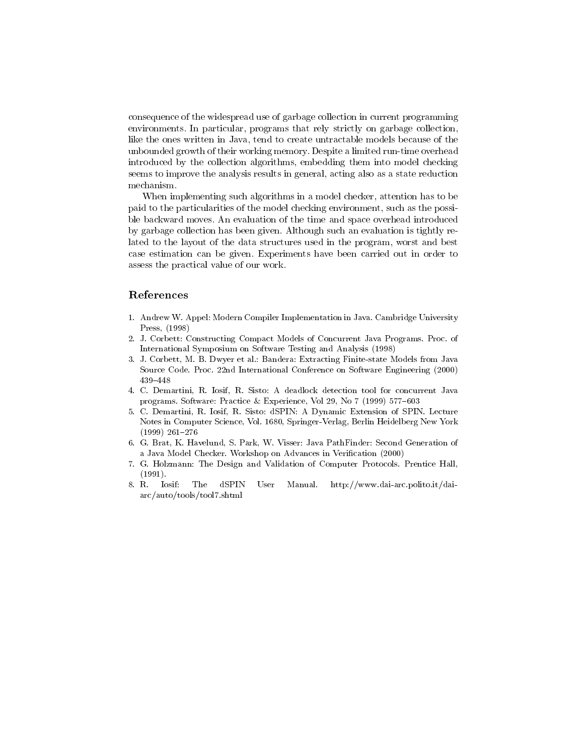consequence of the widespread use of garbage collection in current programming environments. In particular, programs that rely strictly on garbage collection, like the ones written in Java, tend to create untractable models because of the unbounded growth of their working memory. Despite a limited run-time overhead introduced by the collection algorithms, embedding them into model checking seems to improve the analysis results in general, acting also as a state reduction mechanism.

When implementing such algorithms in a model checker, attention has to be paid to the particularities of the model checking environment, such as the possible backward moves. An evaluation of the time and space overhead introduced by garbage collection has been given. Although such an evaluation is tightly related to the layout of the data structures used in the program, worst and best case estimation can be given. Experiments have been carried out in order to assess the practical value of our work.

## References

1. Andrew W. Appel: Modern Compiler Implementation in Java. Cambridge University Press, (1998)
2. J. Corbett: Constructing Compact Models of Concurrent Java Programs. Proc. of International Symposium on Software Testing and Analysis (1998)
3. J. Corbett, M. B. Dwyer et al.: Bandera: Extracting Finite-state Models from Java Source Code. Proc. 22nd International Conference on Software Engineering (2000) 439–448
4. C. Demartini, R. Iosif, R. Sisto: A deadlock detection tool for concurrent Java programs. Software: Practice & Experience, Vol 29, No 7 (1999) 577–603
5. C. Demartini, R. Iosif, R. Sisto: dSPIN: A Dynamic Extension of SPIN. Lecture Notes in Computer Science, Vol. 1680, Springer-Verlag, Berlin Heidelberg New York (1999) 261–276
6. G. Brat, K. Havelund, S. Park, W. Visser: Java PathFinder: Second Generation of a Java Model Checker. Workshop on Advances in Verification (2000)
7. G. Holzmann: The Design and Validation of Computer Protocols. Prentice Hall, (1991).
8. R. Iosif: The dSPIN User Manual. http://www.dai-arc.polito.it/dai-arc/auto/tools/tool7.shtml